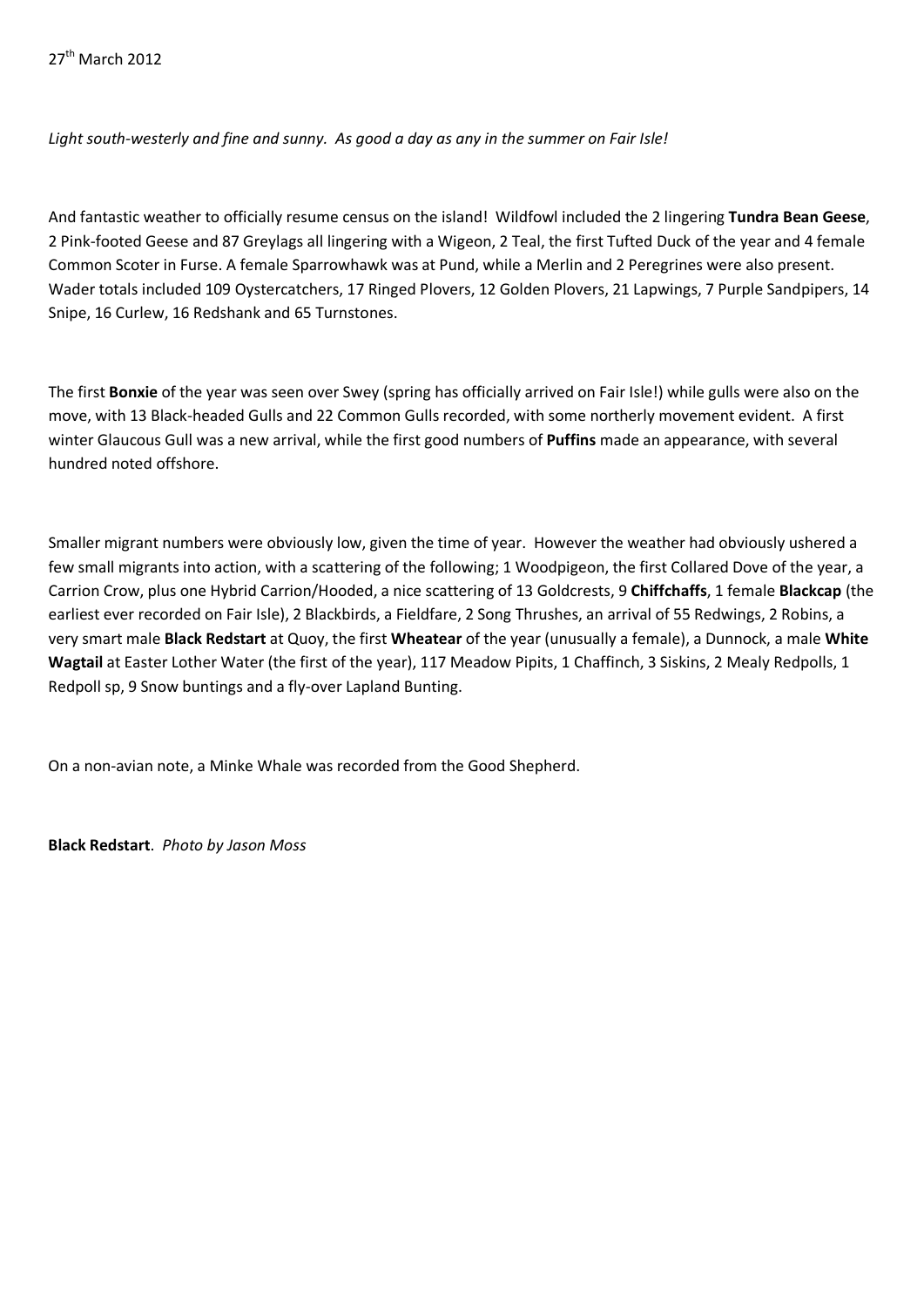27th March 2012

*Light south-westerly and fine and sunny. As good a day as any in the summer on Fair Isle!*

And fantastic weather to officially resume census on the island! Wildfowl included the 2 lingering **Tundra Bean Geese**, 2 Pink-footed Geese and 87 Greylags all lingering with a Wigeon, 2 Teal, the first Tufted Duck of the year and 4 female Common Scoter in Furse. A female Sparrowhawk was at Pund, while a Merlin and 2 Peregrines were also present. Wader totals included 109 Oystercatchers, 17 Ringed Plovers, 12 Golden Plovers, 21 Lapwings, 7 Purple Sandpipers, 14 Snipe, 16 Curlew, 16 Redshank and 65 Turnstones.

The first **Bonxie** of the year was seen over Swey (spring has officially arrived on Fair Isle!) while gulls were also on the move, with 13 Black-headed Gulls and 22 Common Gulls recorded, with some northerly movement evident. A first winter Glaucous Gull was a new arrival, while the first good numbers of **Puffins** made an appearance, with several hundred noted offshore.

Smaller migrant numbers were obviously low, given the time of year. However the weather had obviously ushered a few small migrants into action, with a scattering of the following; 1 Woodpigeon, the first Collared Dove of the year, a Carrion Crow, plus one Hybrid Carrion/Hooded, a nice scattering of 13 Goldcrests, 9 **Chiffchaffs**, 1 female **Blackcap** (the earliest ever recorded on Fair Isle), 2 Blackbirds, a Fieldfare, 2 Song Thrushes, an arrival of 55 Redwings, 2 Robins, a very smart male **Black Redstart** at Quoy, the first **Wheatear** of the year (unusually a female), a Dunnock, a male **White Wagtail** at Easter Lother Water (the first of the year), 117 Meadow Pipits, 1 Chaffinch, 3 Siskins, 2 Mealy Redpolls, 1 Redpoll sp, 9 Snow buntings and a fly-over Lapland Bunting.

On a non-avian note, a Minke Whale was recorded from the Good Shepherd.

**Black Redstart**. *Photo by Jason Moss*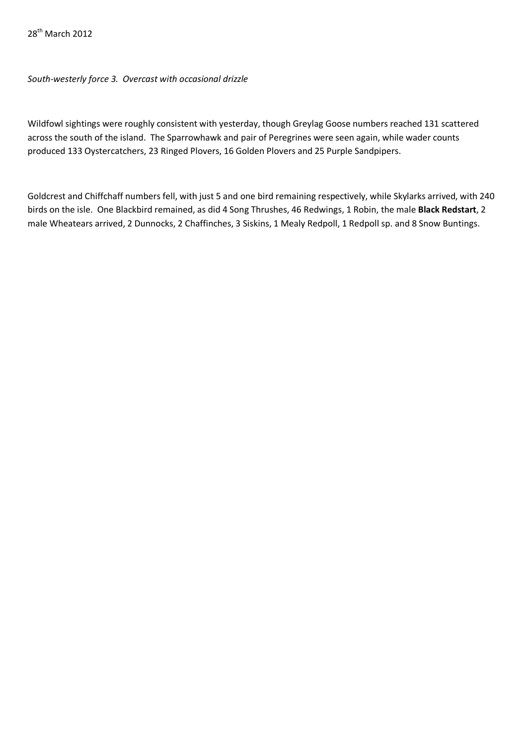28th March 2012

*South-westerly force 3. Overcast with occasional drizzle*

Wildfowl sightings were roughly consistent with yesterday, though Greylag Goose numbers reached 131 scattered across the south of the island. The Sparrowhawk and pair of Peregrines were seen again, while wader counts produced 133 Oystercatchers, 23 Ringed Plovers, 16 Golden Plovers and 25 Purple Sandpipers.

Goldcrest and Chiffchaff numbers fell, with just 5 and one bird remaining respectively, while Skylarks arrived, with 240 birds on the isle. One Blackbird remained, as did 4 Song Thrushes, 46 Redwings, 1 Robin, the male **Black Redstart**, 2 male Wheatears arrived, 2 Dunnocks, 2 Chaffinches, 3 Siskins, 1 Mealy Redpoll, 1 Redpoll sp. and 8 Snow Buntings.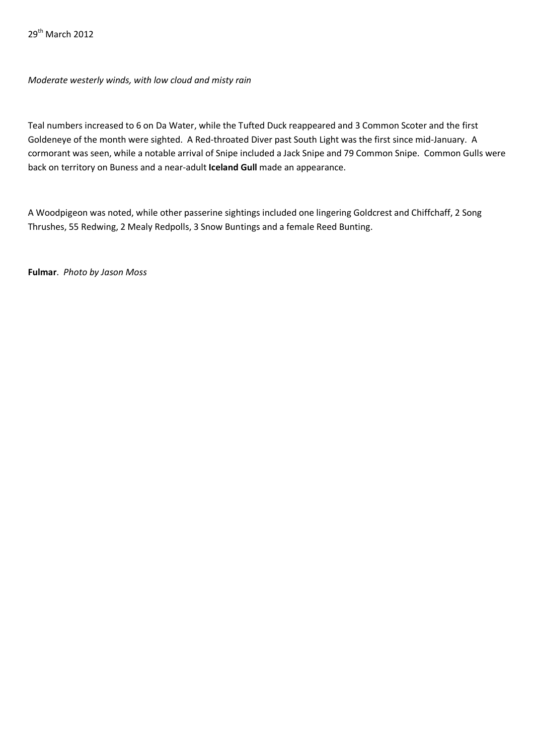29th March 2012

*Moderate westerly winds, with low cloud and misty rain*

Teal numbers increased to 6 on Da Water, while the Tufted Duck reappeared and 3 Common Scoter and the first Goldeneye of the month were sighted. A Red-throated Diver past South Light was the first since mid-January. A cormorant was seen, while a notable arrival of Snipe included a Jack Snipe and 79 Common Snipe. Common Gulls were back on territory on Buness and a near-adult **Iceland Gull** made an appearance.

A Woodpigeon was noted, while other passerine sightings included one lingering Goldcrest and Chiffchaff, 2 Song Thrushes, 55 Redwing, 2 Mealy Redpolls, 3 Snow Buntings and a female Reed Bunting.

**Fulmar**. *Photo by Jason Moss*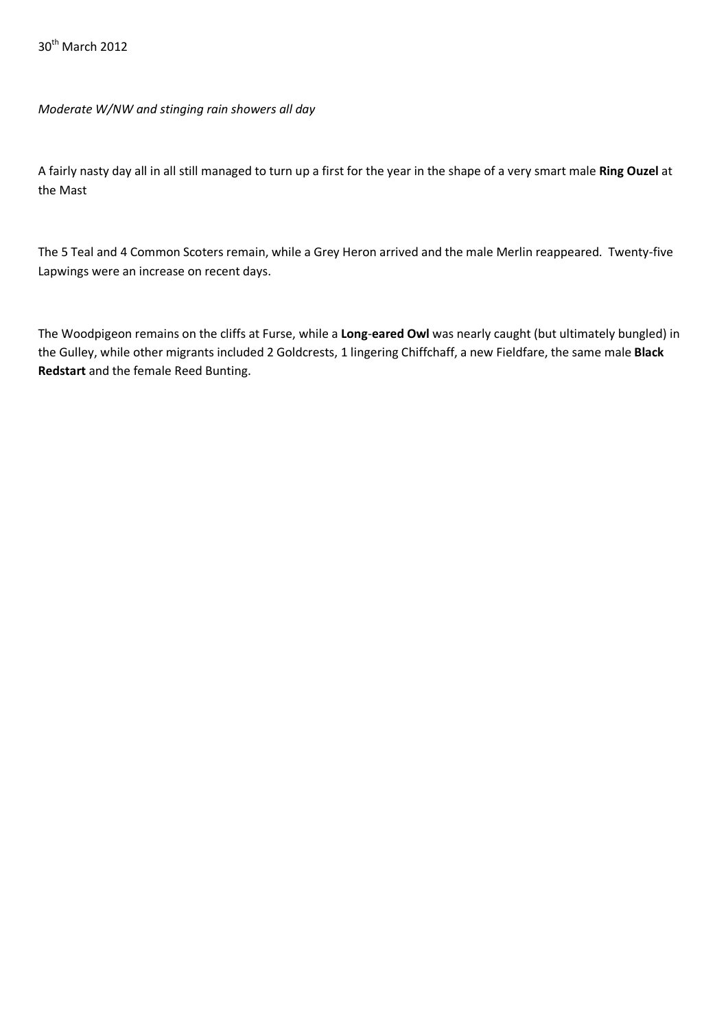30th March 2012

*Moderate W/NW and stinging rain showers all day*

A fairly nasty day all in all still managed to turn up a first for the year in the shape of a very smart male **Ring Ouzel** at the Mast

The 5 Teal and 4 Common Scoters remain, while a Grey Heron arrived and the male Merlin reappeared. Twenty-five Lapwings were an increase on recent days.

The Woodpigeon remains on the cliffs at Furse, while a **Long-eared Owl** was nearly caught (but ultimately bungled) in the Gulley, while other migrants included 2 Goldcrests, 1 lingering Chiffchaff, a new Fieldfare, the same male **Black Redstart** and the female Reed Bunting.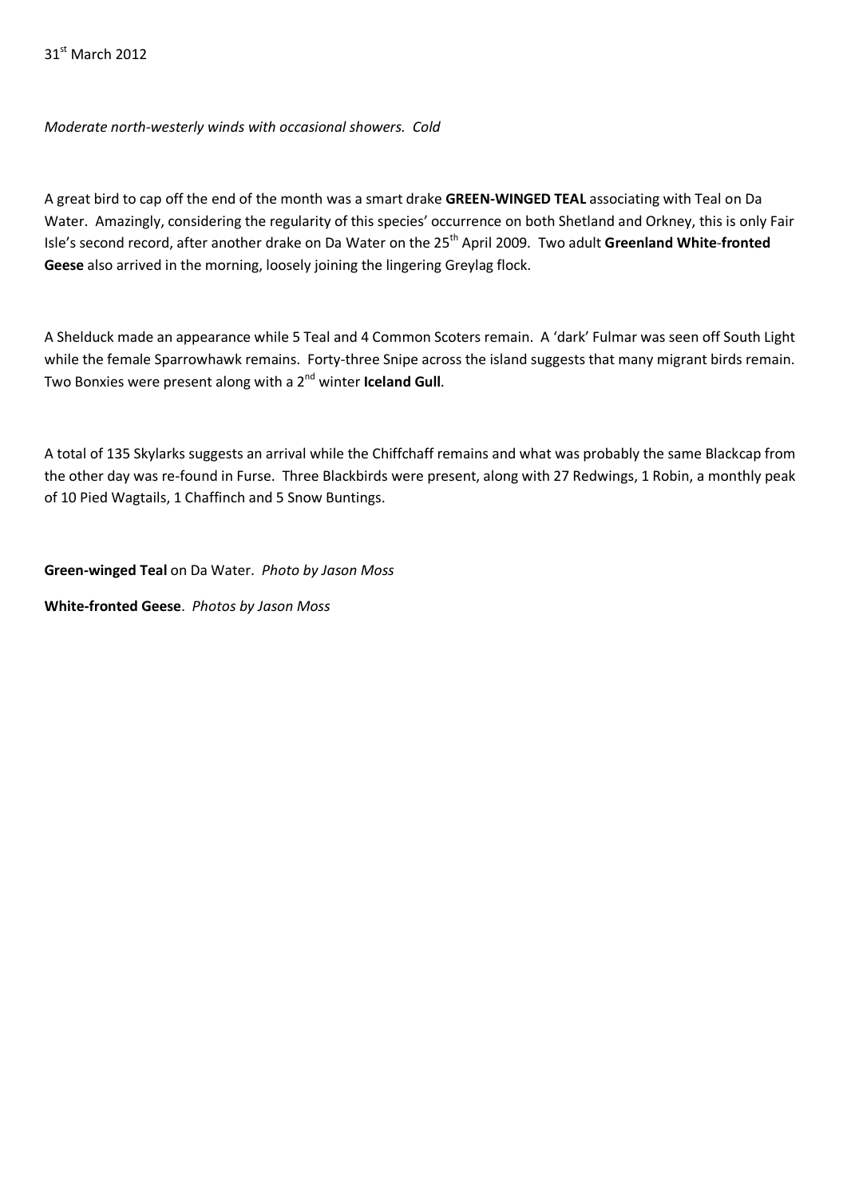31st March 2012

*Moderate north-westerly winds with occasional showers. Cold*

A great bird to cap off the end of the month was a smart drake **GREEN-WINGED TEAL** associating with Teal on Da Water. Amazingly, considering the regularity of this species' occurrence on both Shetland and Orkney, this is only Fair Isle's second record, after another drake on Da Water on the 25th April 2009. Two adult **Greenland White-fronted Geese** also arrived in the morning, loosely joining the lingering Greylag flock.

A Shelduck made an appearance while 5 Teal and 4 Common Scoters remain. A 'dark' Fulmar was seen off South Light while the female Sparrowhawk remains. Forty-three Snipe across the island suggests that many migrant birds remain. Two Bonxies were present along with a 2nd winter **Iceland Gull**.

A total of 135 Skylarks suggests an arrival while the Chiffchaff remains and what was probably the same Blackcap from the other day was re-found in Furse. Three Blackbirds were present, along with 27 Redwings, 1 Robin, a monthly peak of 10 Pied Wagtails, 1 Chaffinch and 5 Snow Buntings.

**Green-winged Teal** on Da Water. *Photo by Jason Moss*

**White-fronted Geese**. *Photos by Jason Moss*